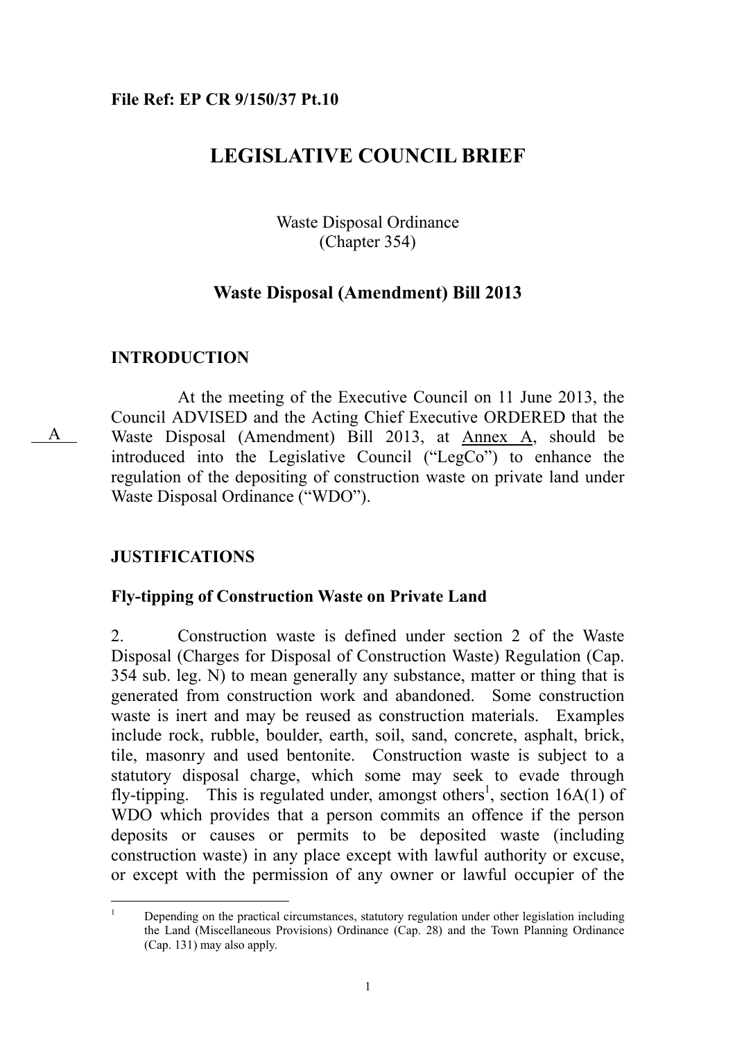**File Ref: EP CR 9/150/37 Pt.10**

# LEGISLATIVE COUNCIL BRIEF

Waste Disposal Ordinance
(Chapter 354)

## Waste Disposal (Amendment) Bill 2013

### INTRODUCTION

A

At the meeting of the Executive Council on 11 June 2013, the Council ADVISED and the Acting Chief Executive ORDERED that the Waste Disposal (Amendment) Bill 2013, at Annex A, should be introduced into the Legislative Council ("LegCo") to enhance the regulation of the depositing of construction waste on private land under Waste Disposal Ordinance ("WDO").

### JUSTIFICATIONS

**Fly-tipping of Construction Waste on Private Land**

2. Construction waste is defined under section 2 of the Waste Disposal (Charges for Disposal of Construction Waste) Regulation (Cap. 354 sub. leg. N) to mean generally any substance, matter or thing that is generated from construction work and abandoned. Some construction waste is inert and may be reused as construction materials. Examples include rock, rubble, boulder, earth, soil, sand, concrete, asphalt, brick, tile, masonry and used bentonite. Construction waste is subject to a statutory disposal charge, which some may seek to evade through fly-tipping. This is regulated under, amongst others[1], section 16A(1) of WDO which provides that a person commits an offence if the person deposits or causes or permits to be deposited waste (including construction waste) in any place except with lawful authority or excuse, or except with the permission of any owner or lawful occupier of the

[1] Depending on the practical circumstances, statutory regulation under other legislation including the Land (Miscellaneous Provisions) Ordinance (Cap. 28) and the Town Planning Ordinance (Cap. 131) may also apply.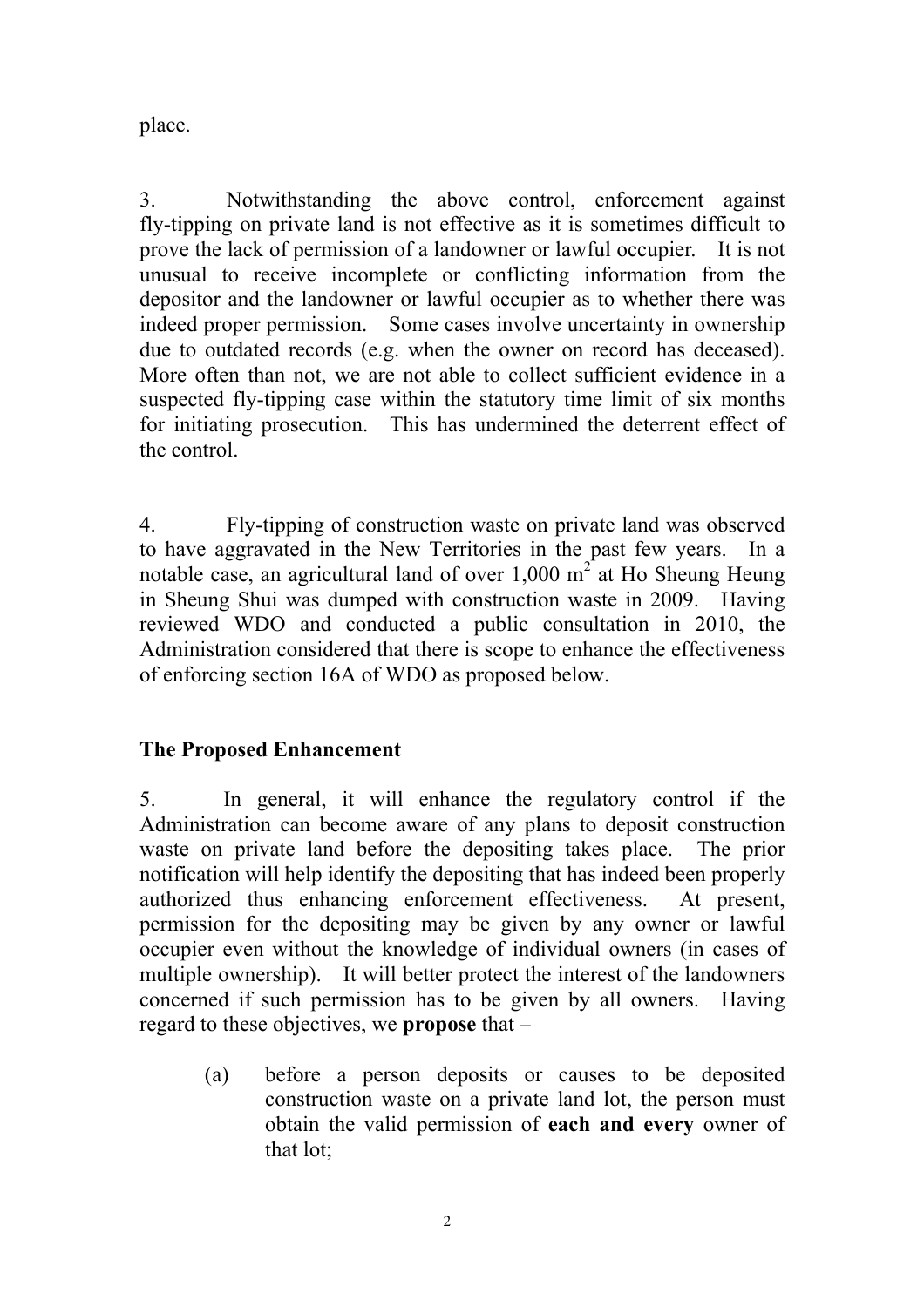place.

3. Notwithstanding the above control, enforcement against fly-tipping on private land is not effective as it is sometimes difficult to prove the lack of permission of a landowner or lawful occupier. It is not unusual to receive incomplete or conflicting information from the depositor and the landowner or lawful occupier as to whether there was indeed proper permission. Some cases involve uncertainty in ownership due to outdated records (e.g. when the owner on record has deceased). More often than not, we are not able to collect sufficient evidence in a suspected fly-tipping case within the statutory time limit of six months for initiating prosecution. This has undermined the deterrent effect of the control.

4. Fly-tipping of construction waste on private land was observed to have aggravated in the New Territories in the past few years. In a notable case, an agricultural land of over 1,000 $m^2$ at Ho Sheung Heung in Sheung Shui was dumped with construction waste in 2009. Having reviewed WDO and conducted a public consultation in 2010, the Administration considered that there is scope to enhance the effectiveness of enforcing section 16A of WDO as proposed below.

## The Proposed Enhancement

5. In general, it will enhance the regulatory control if the Administration can become aware of any plans to deposit construction waste on private land before the depositing takes place. The prior notification will help identify the depositing that has indeed been properly authorized thus enhancing enforcement effectiveness. At present, permission for the depositing may be given by any owner or lawful occupier even without the knowledge of individual owners (in cases of multiple ownership). It will better protect the interest of the landowners concerned if such permission has to be given by all owners. Having regard to these objectives, we **propose** that –

(a) before a person deposits or causes to be deposited construction waste on a private land lot, the person must obtain the valid permission of **each and every** owner of that lot;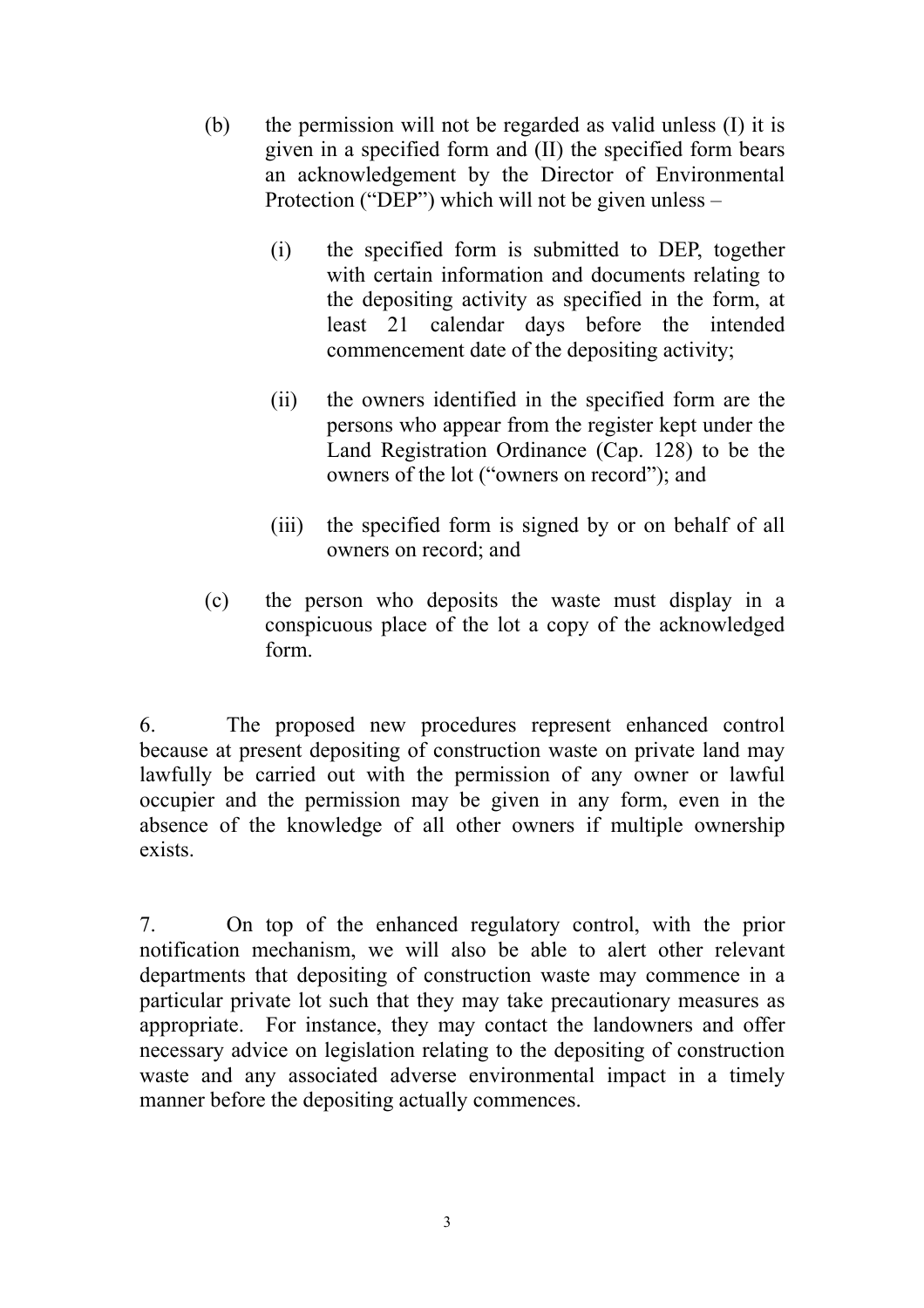(b) the permission will not be regarded as valid unless (I) it is given in a specified form and (II) the specified form bears an acknowledgement by the Director of Environmental Protection ("DEP") which will not be given unless –

   (i) the specified form is submitted to DEP, together with certain information and documents relating to the depositing activity as specified in the form, at least 21 calendar days before the intended commencement date of the depositing activity;

   (ii) the owners identified in the specified form are the persons who appear from the register kept under the Land Registration Ordinance (Cap. 128) to be the owners of the lot ("owners on record"); and

   (iii) the specified form is signed by or on behalf of all owners on record; and

(c) the person who deposits the waste must display in a conspicuous place of the lot a copy of the acknowledged form.

6. The proposed new procedures represent enhanced control because at present depositing of construction waste on private land may lawfully be carried out with the permission of any owner or lawful occupier and the permission may be given in any form, even in the absence of the knowledge of all other owners if multiple ownership exists.

7. On top of the enhanced regulatory control, with the prior notification mechanism, we will also be able to alert other relevant departments that depositing of construction waste may commence in a particular private lot such that they may take precautionary measures as appropriate. For instance, they may contact the landowners and offer necessary advice on legislation relating to the depositing of construction waste and any associated adverse environmental impact in a timely manner before the depositing actually commences.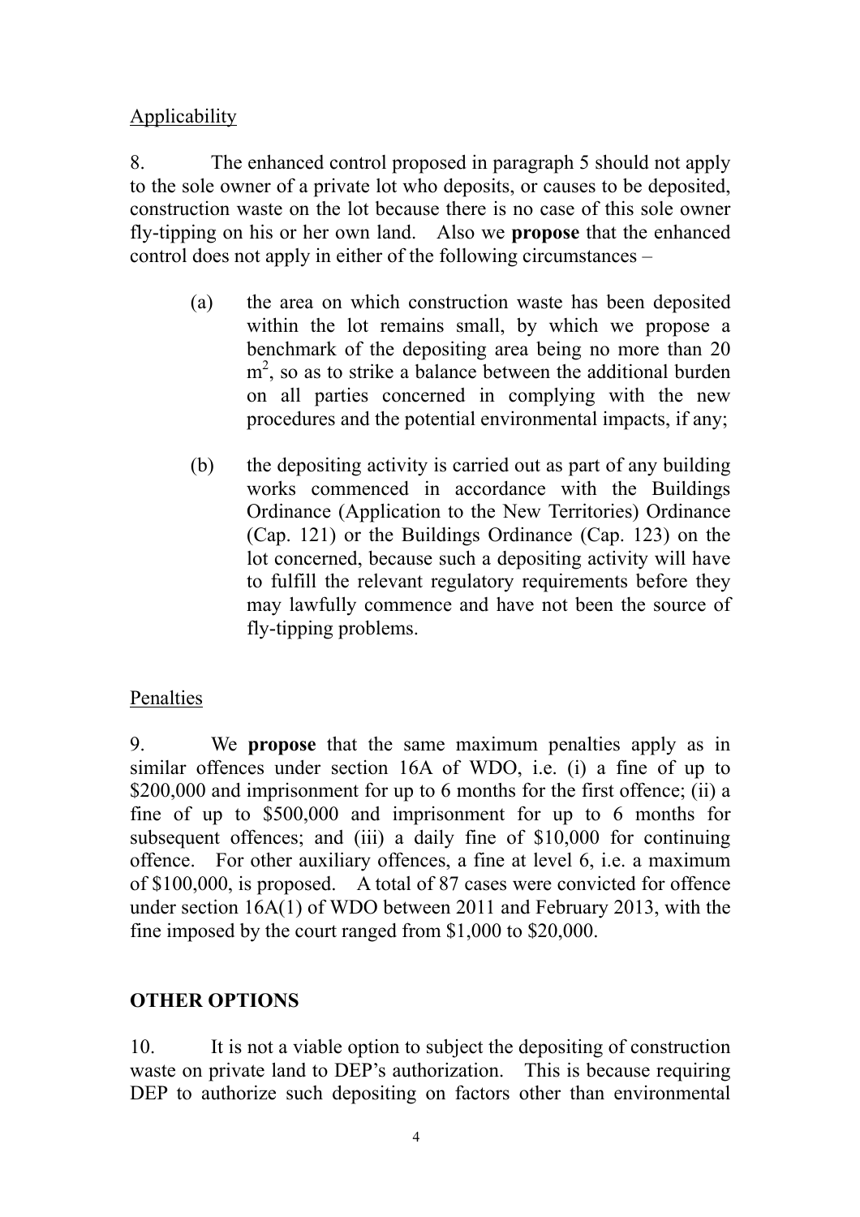Applicability

8. The enhanced control proposed in paragraph 5 should not apply to the sole owner of a private lot who deposits, or causes to be deposited, construction waste on the lot because there is no case of this sole owner fly-tipping on his or her own land. Also we **propose** that the enhanced control does not apply in either of the following circumstances –

(a) the area on which construction waste has been deposited within the lot remains small, by which we propose a benchmark of the depositing area being no more than 20 $m^2$, so as to strike a balance between the additional burden on all parties concerned in complying with the new procedures and the potential environmental impacts, if any;

(b) the depositing activity is carried out as part of any building works commenced in accordance with the Buildings Ordinance (Application to the New Territories) Ordinance (Cap. 121) or the Buildings Ordinance (Cap. 123) on the lot concerned, because such a depositing activity will have to fulfill the relevant regulatory requirements before they may lawfully commence and have not been the source of fly-tipping problems.

Penalties

9. We **propose** that the same maximum penalties apply as in similar offences under section 16A of WDO, i.e. (i) a fine of up to $200,000 and imprisonment for up to 6 months for the first offence; (ii) a fine of up to $500,000 and imprisonment for up to 6 months for subsequent offences; and (iii) a daily fine of $10,000 for continuing offence. For other auxiliary offences, a fine at level 6, i.e. a maximum of $100,000, is proposed. A total of 87 cases were convicted for offence under section 16A(1) of WDO between 2011 and February 2013, with the fine imposed by the court ranged from $1,000 to $20,000.

## OTHER OPTIONS

10. It is not a viable option to subject the depositing of construction waste on private land to DEP's authorization. This is because requiring DEP to authorize such depositing on factors other than environmental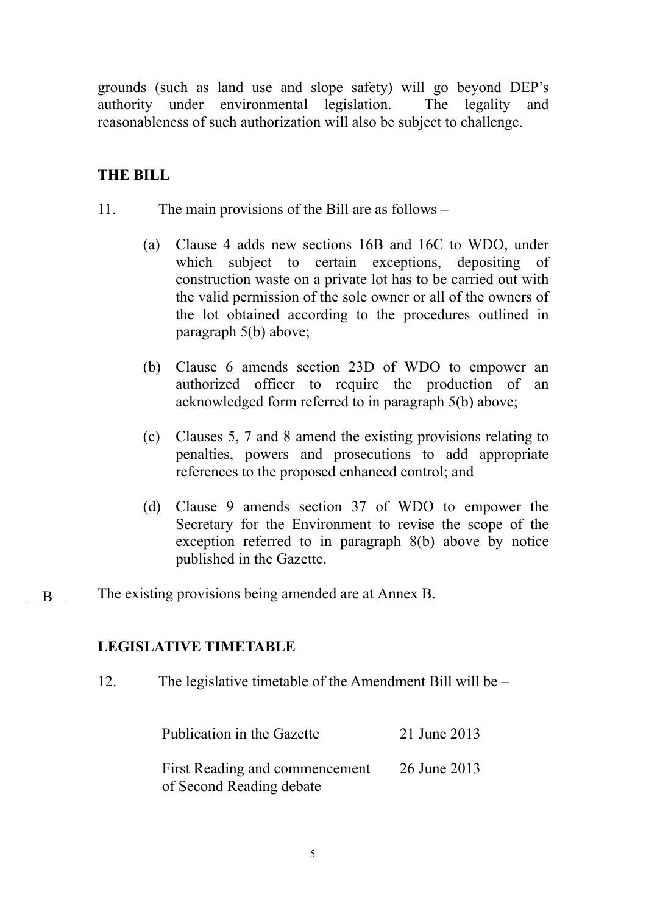grounds (such as land use and slope safety) will go beyond DEP's authority under environmental legislation. The legality and reasonableness of such authorization will also be subject to challenge.

## THE BILL

11. The main provisions of the Bill are as follows –

(a) Clause 4 adds new sections 16B and 16C to WDO, under which subject to certain exceptions, depositing of construction waste on a private lot has to be carried out with the valid permission of the sole owner or all of the owners of the lot obtained according to the procedures outlined in paragraph 5(b) above;

(b) Clause 6 amends section 23D of WDO to empower an authorized officer to require the production of an acknowledged form referred to in paragraph 5(b) above;

(c) Clauses 5, 7 and 8 amend the existing provisions relating to penalties, powers and prosecutions to add appropriate references to the proposed enhanced control; and

(d) Clause 9 amends section 37 of WDO to empower the Secretary for the Environment to revise the scope of the exception referred to in paragraph 8(b) above by notice published in the Gazette.

B The existing provisions being amended are at Annex B.

## LEGISLATIVE TIMETABLE

12. The legislative timetable of the Amendment Bill will be –

| | |
|---|---|
| Publication in the Gazette | 21 June 2013 |
| First Reading and commencement of Second Reading debate | 26 June 2013 |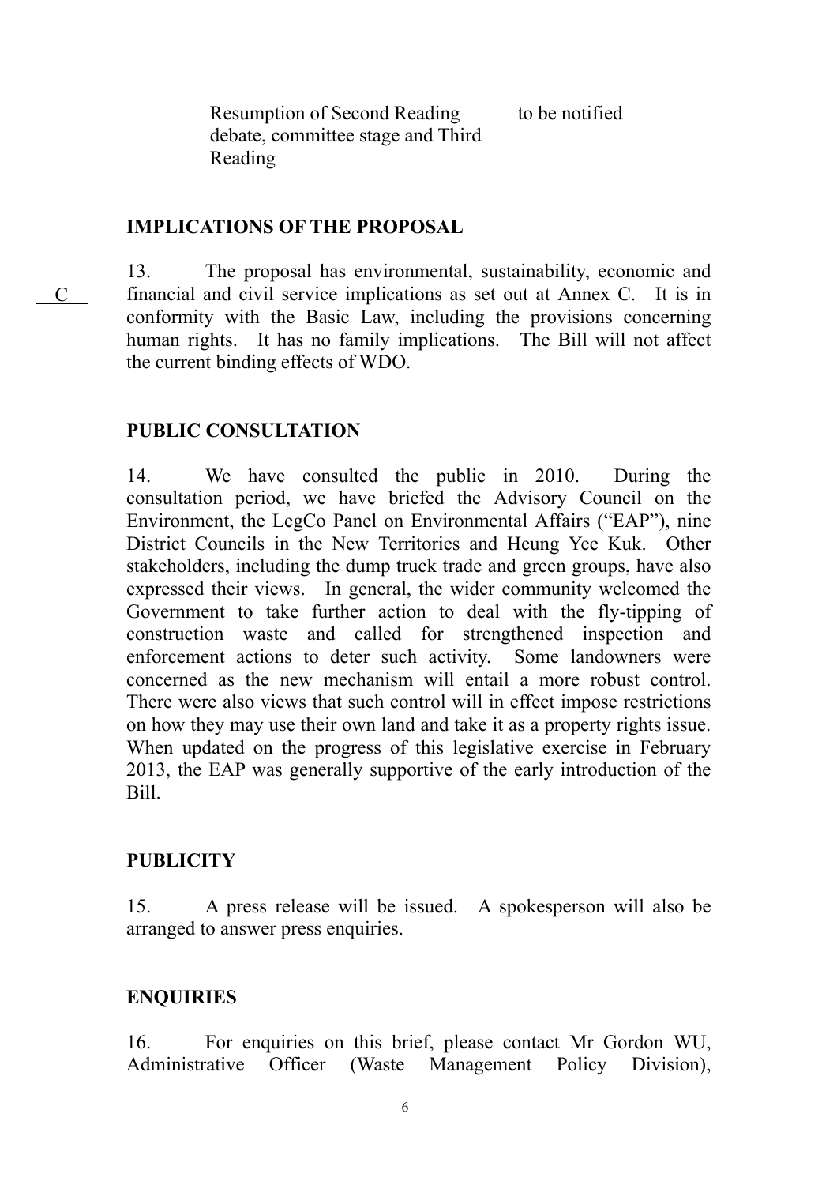| | |
|---|---|
| Resumption of Second Reading debate, committee stage and Third Reading | to be notified |

## IMPLICATIONS OF THE PROPOSAL

C

13. The proposal has environmental, sustainability, economic and financial and civil service implications as set out at Annex C. It is in conformity with the Basic Law, including the provisions concerning human rights. It has no family implications. The Bill will not affect the current binding effects of WDO.

## PUBLIC CONSULTATION

14. We have consulted the public in 2010. During the consultation period, we have briefed the Advisory Council on the Environment, the LegCo Panel on Environmental Affairs ("EAP"), nine District Councils in the New Territories and Heung Yee Kuk. Other stakeholders, including the dump truck trade and green groups, have also expressed their views. In general, the wider community welcomed the Government to take further action to deal with the fly-tipping of construction waste and called for strengthened inspection and enforcement actions to deter such activity. Some landowners were concerned as the new mechanism will entail a more robust control. There were also views that such control will in effect impose restrictions on how they may use their own land and take it as a property rights issue. When updated on the progress of this legislative exercise in February 2013, the EAP was generally supportive of the early introduction of the Bill.

## PUBLICITY

15. A press release will be issued. A spokesperson will also be arranged to answer press enquiries.

## ENQUIRIES

16. For enquiries on this brief, please contact Mr Gordon WU, Administrative Officer (Waste Management Policy Division),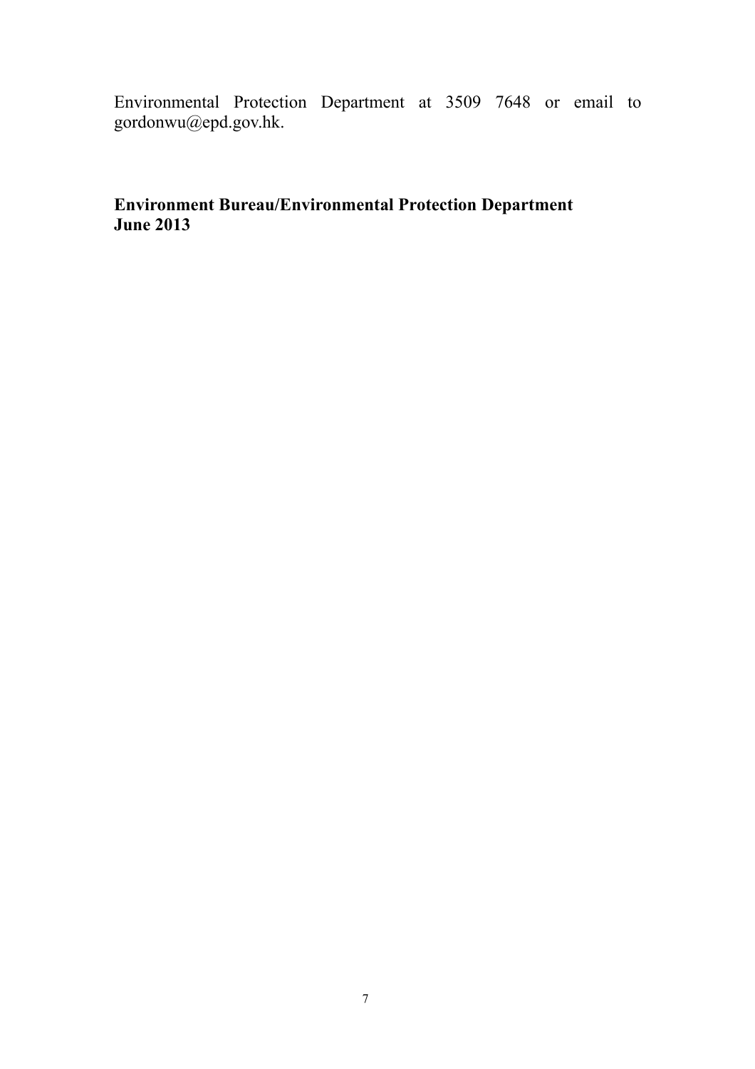Environmental Protection Department at 3509 7648 or email to gordonwu@epd.gov.hk.

**Environment Bureau/Environmental Protection Department**
**June 2013**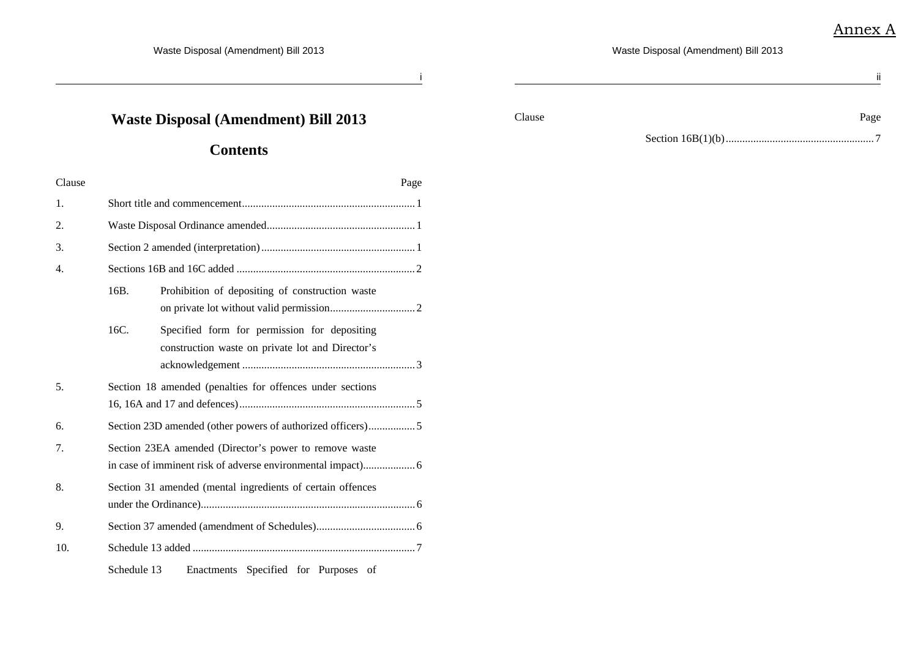Annex A

# Waste Disposal (Amendment) Bill 2013

## Contents

| Clause | | | Page |
|---|---|---|---|
| 1. | Short title and commencement | | 1 |
| 2. | Waste Disposal Ordinance amended | | 1 |
| 3. | Section 2 amended (interpretation) | | 1 |
| 4. | Sections 16B and 16C added | | 2 |
| | 16B. | Prohibition of depositing of construction waste on private lot without valid permission | 2 |
| | 16C. | Specified form for permission for depositing construction waste on private lot and Director's acknowledgement | 3 |
| 5. | Section 18 amended (penalties for offences under sections 16, 16A and 17 and defences) | | 5 |
| 6. | Section 23D amended (other powers of authorized officers) | | 5 |
| 7. | Section 23EA amended (Director's power to remove waste in case of imminent risk of adverse environmental impact) | | 6 |
| 8. | Section 31 amended (mental ingredients of certain offences under the Ordinance) | | 6 |
| 9. | Section 37 amended (amendment of Schedules) | | 6 |
| 10. | Schedule 13 added | | 7 |
| | Schedule 13 | Enactments Specified for Purposes of Section 16B(1)(b) | 7 |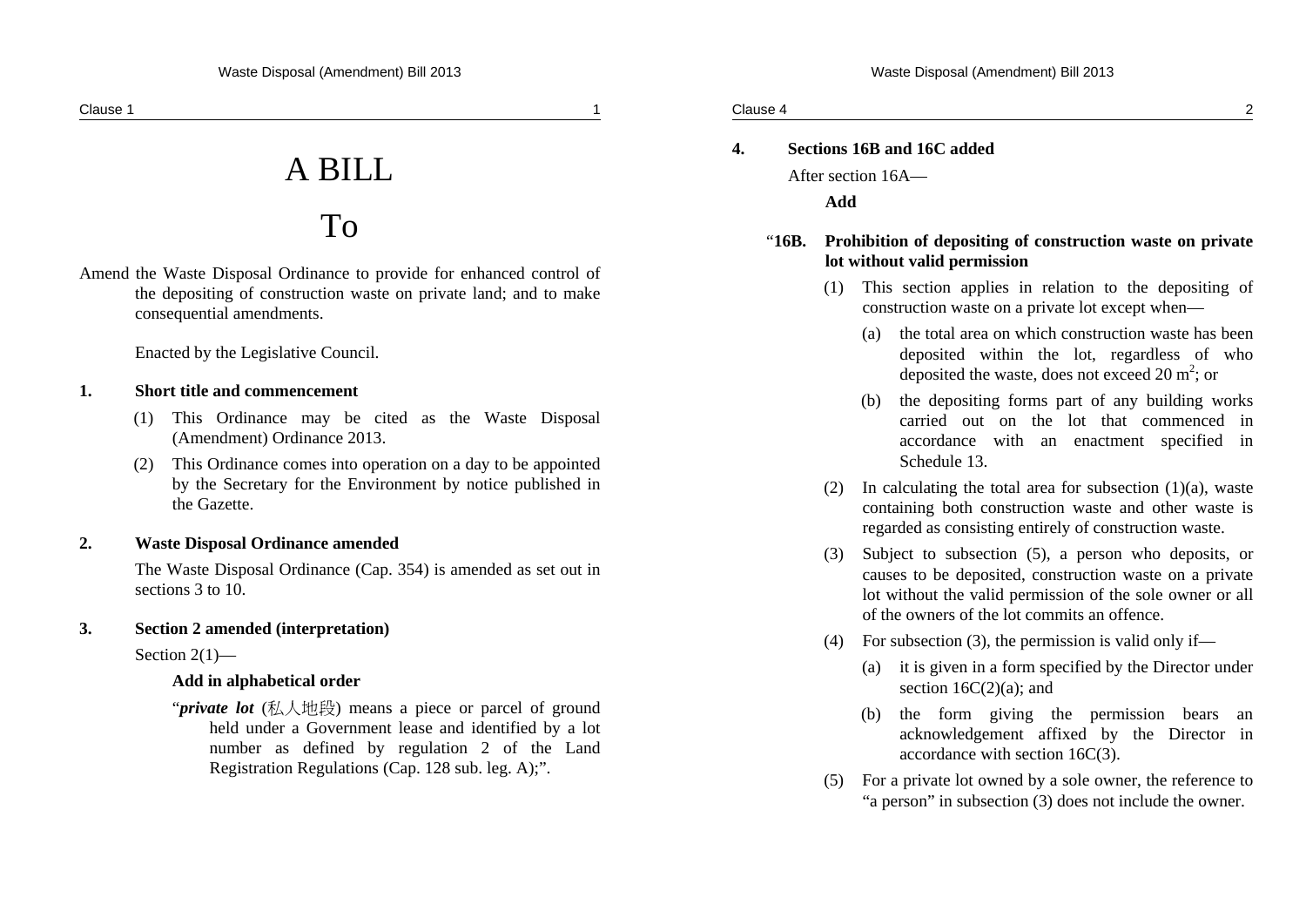# A BILL

# To

Amend the Waste Disposal Ordinance to provide for enhanced control of the depositing of construction waste on private land; and to make consequential amendments.

Enacted by the Legislative Council.

**1. Short title and commencement**

(1) This Ordinance may be cited as the Waste Disposal (Amendment) Ordinance 2013.

(2) This Ordinance comes into operation on a day to be appointed by the Secretary for the Environment by notice published in the Gazette.

**2. Waste Disposal Ordinance amended**

The Waste Disposal Ordinance (Cap. 354) is amended as set out in sections 3 to 10.

**3. Section 2 amended (interpretation)**

Section 2(1)—

**Add in alphabetical order**

"***private lot*** (私人地段) means a piece or parcel of ground held under a Government lease and identified by a lot number as defined by regulation 2 of the Land Registration Regulations (Cap. 128 sub. leg. A);".

**4. Sections 16B and 16C added**

After section 16A—

**Add**

"**16B. Prohibition of depositing of construction waste on private lot without valid permission**

(1) This section applies in relation to the depositing of construction waste on a private lot except when—

(a) the total area on which construction waste has been deposited within the lot, regardless of who deposited the waste, does not exceed 20 $m^2$; or

(b) the depositing forms part of any building works carried out on the lot that commenced in accordance with an enactment specified in Schedule 13.

(2) In calculating the total area for subsection (1)(a), waste containing both construction waste and other waste is regarded as consisting entirely of construction waste.

(3) Subject to subsection (5), a person who deposits, or causes to be deposited, construction waste on a private lot without the valid permission of the sole owner or all of the owners of the lot commits an offence.

(4) For subsection (3), the permission is valid only if—

(a) it is given in a form specified by the Director under section 16C(2)(a); and

(b) the form giving the permission bears an acknowledgement affixed by the Director in accordance with section 16C(3).

(5) For a private lot owned by a sole owner, the reference to "a person" in subsection (3) does not include the owner.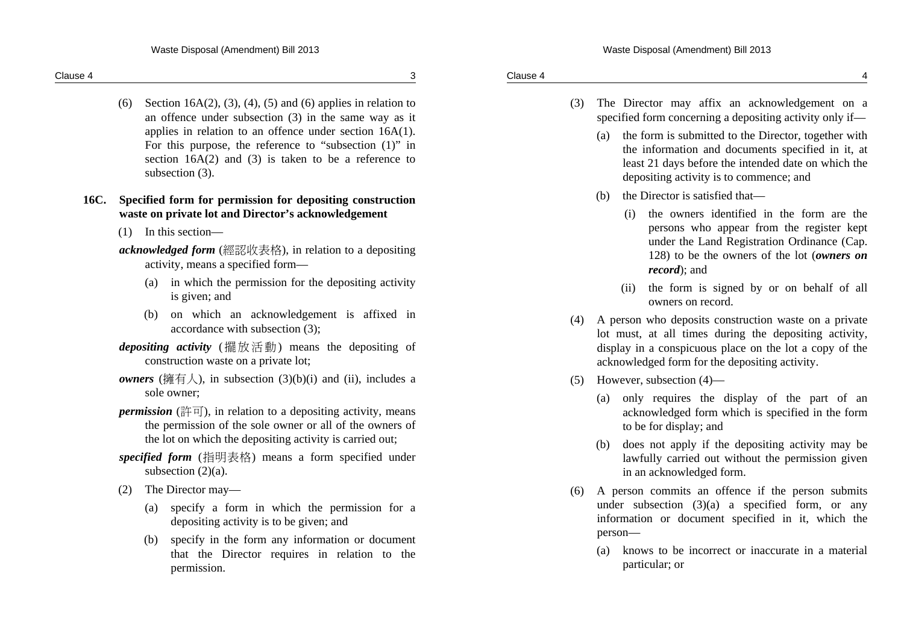(6) Section 16A(2), (3), (4), (5) and (6) applies in relation to an offence under subsection (3) in the same way as it applies in relation to an offence under section 16A(1). For this purpose, the reference to "subsection (1)" in section 16A(2) and (3) is taken to be a reference to subsection (3).

**16C. Specified form for permission for depositing construction waste on private lot and Director's acknowledgement**

(1) In this section—

***acknowledged form*** (經認收表格), in relation to a depositing activity, means a specified form—

(a) in which the permission for the depositing activity is given; and

(b) on which an acknowledgement is affixed in accordance with subsection (3);

***depositing activity*** (擺放活動) means the depositing of construction waste on a private lot;

***owners*** (擁有人), in subsection (3)(b)(i) and (ii), includes a sole owner;

***permission*** (許可), in relation to a depositing activity, means the permission of the sole owner or all of the owners of the lot on which the depositing activity is carried out;

***specified form*** (指明表格) means a form specified under subsection (2)(a).

(2) The Director may—

(a) specify a form in which the permission for a depositing activity is to be given; and

(b) specify in the form any information or document that the Director requires in relation to the permission.

(3) The Director may affix an acknowledgement on a specified form concerning a depositing activity only if—

(a) the form is submitted to the Director, together with the information and documents specified in it, at least 21 days before the intended date on which the depositing activity is to commence; and

(b) the Director is satisfied that—

(i) the owners identified in the form are the persons who appear from the register kept under the Land Registration Ordinance (Cap. 128) to be the owners of the lot (***owners on record***); and

(ii) the form is signed by or on behalf of all owners on record.

(4) A person who deposits construction waste on a private lot must, at all times during the depositing activity, display in a conspicuous place on the lot a copy of the acknowledged form for the depositing activity.

(5) However, subsection (4)—

(a) only requires the display of the part of an acknowledged form which is specified in the form to be for display; and

(b) does not apply if the depositing activity may be lawfully carried out without the permission given in an acknowledged form.

(6) A person commits an offence if the person submits under subsection (3)(a) a specified form, or any information or document specified in it, which the person—

(a) knows to be incorrect or inaccurate in a material particular; or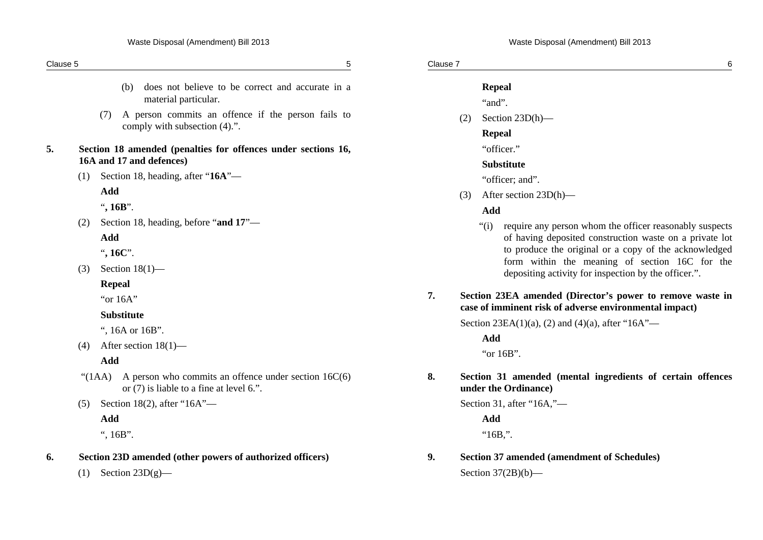(b) does not believe to be correct and accurate in a material particular.

(7) A person commits an offence if the person fails to comply with subsection (4).".

**5. Section 18 amended (penalties for offences under sections 16, 16A and 17 and defences)**

(1) Section 18, heading, after "**16A**"—

**Add**

"**, 16B**".

(2) Section 18, heading, before "**and 17**"—

**Add**

"**, 16C**".

(3) Section 18(1)—

**Repeal**

"or 16A"

**Substitute**

", 16A or 16B".

(4) After section 18(1)—

**Add**

"(1AA) A person who commits an offence under section 16C(6) or (7) is liable to a fine at level 6.".

(5) Section 18(2), after "16A"—

**Add**

", 16B".

**6. Section 23D amended (other powers of authorized officers)**

(1) Section 23D(g)—

**Repeal**

"and".

(2) Section 23D(h)—

**Repeal**

"officer."

**Substitute**

"officer; and".

(3) After section 23D(h)—

**Add**

"(i) require any person whom the officer reasonably suspects of having deposited construction waste on a private lot to produce the original or a copy of the acknowledged form within the meaning of section 16C for the depositing activity for inspection by the officer.".

**7. Section 23EA amended (Director's power to remove waste in case of imminent risk of adverse environmental impact)**

Section 23EA(1)(a), (2) and (4)(a), after "16A"—

**Add**

"or 16B".

**8. Section 31 amended (mental ingredients of certain offences under the Ordinance)**

Section 31, after "16A,"—

**Add**

"16B,".

**9. Section 37 amended (amendment of Schedules)**

Section 37(2B)(b)—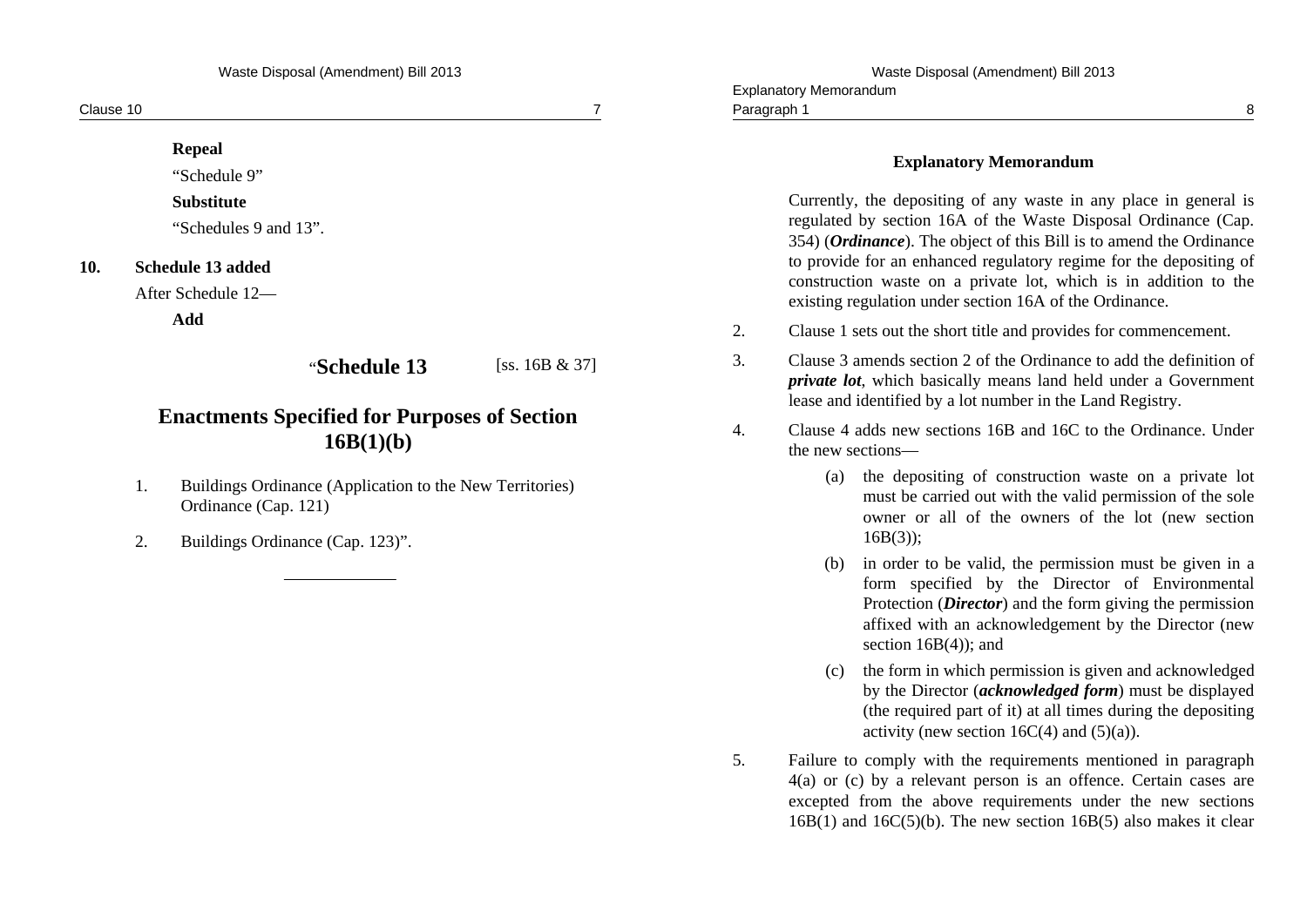**Repeal**

"Schedule 9"

**Substitute**

"Schedules 9 and 13".

**10. Schedule 13 added**

After Schedule 12—

**Add**

"**Schedule 13** [ss. 16B & 37]

## Enactments Specified for Purposes of Section 16B(1)(b)

1. Buildings Ordinance (Application to the New Territories) Ordinance (Cap. 121)

2. Buildings Ordinance (Cap. 123)".

---

## Explanatory Memorandum

Currently, the depositing of any waste in any place in general is regulated by section 16A of the Waste Disposal Ordinance (Cap. 354) (***Ordinance***). The object of this Bill is to amend the Ordinance to provide for an enhanced regulatory regime for the depositing of construction waste on a private lot, which is in addition to the existing regulation under section 16A of the Ordinance.

2. Clause 1 sets out the short title and provides for commencement.

3. Clause 3 amends section 2 of the Ordinance to add the definition of ***private lot***, which basically means land held under a Government lease and identified by a lot number in the Land Registry.

4. Clause 4 adds new sections 16B and 16C to the Ordinance. Under the new sections—

    (a) the depositing of construction waste on a private lot must be carried out with the valid permission of the sole owner or all of the owners of the lot (new section 16B(3));

    (b) in order to be valid, the permission must be given in a form specified by the Director of Environmental Protection (***Director***) and the form giving the permission affixed with an acknowledgement by the Director (new section 16B(4)); and

    (c) the form in which permission is given and acknowledged by the Director (***acknowledged form***) must be displayed (the required part of it) at all times during the depositing activity (new section 16C(4) and (5)(a)).

5. Failure to comply with the requirements mentioned in paragraph 4(a) or (c) by a relevant person is an offence. Certain cases are excepted from the above requirements under the new sections 16B(1) and 16C(5)(b). The new section 16B(5) also makes it clear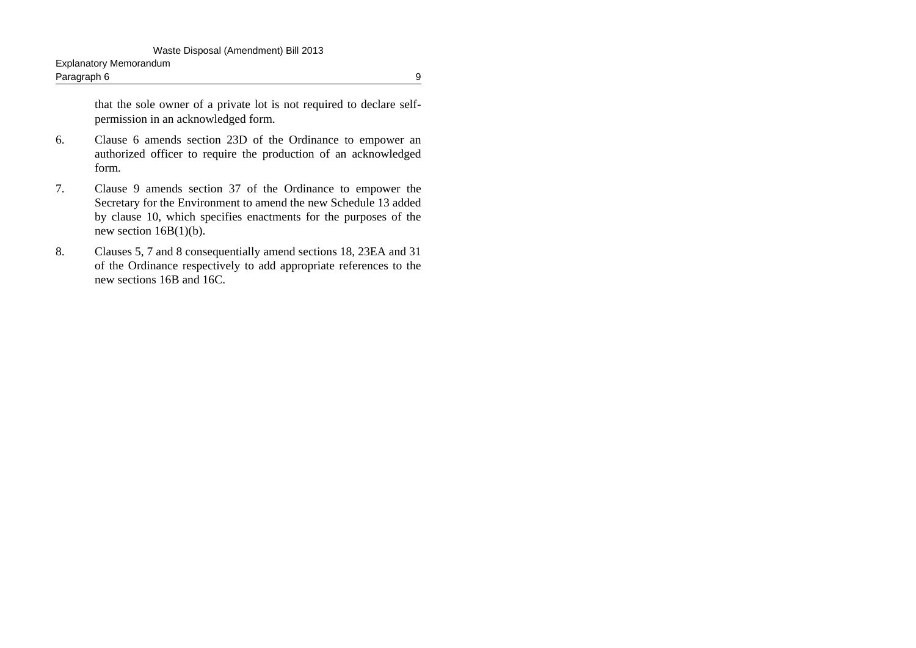that the sole owner of a private lot is not required to declare self-permission in an acknowledged form.

6. Clause 6 amends section 23D of the Ordinance to empower an authorized officer to require the production of an acknowledged form.

7. Clause 9 amends section 37 of the Ordinance to empower the Secretary for the Environment to amend the new Schedule 13 added by clause 10, which specifies enactments for the purposes of the new section 16B(1)(b).

8. Clauses 5, 7 and 8 consequentially amend sections 18, 23EA and 31 of the Ordinance respectively to add appropriate references to the new sections 16B and 16C.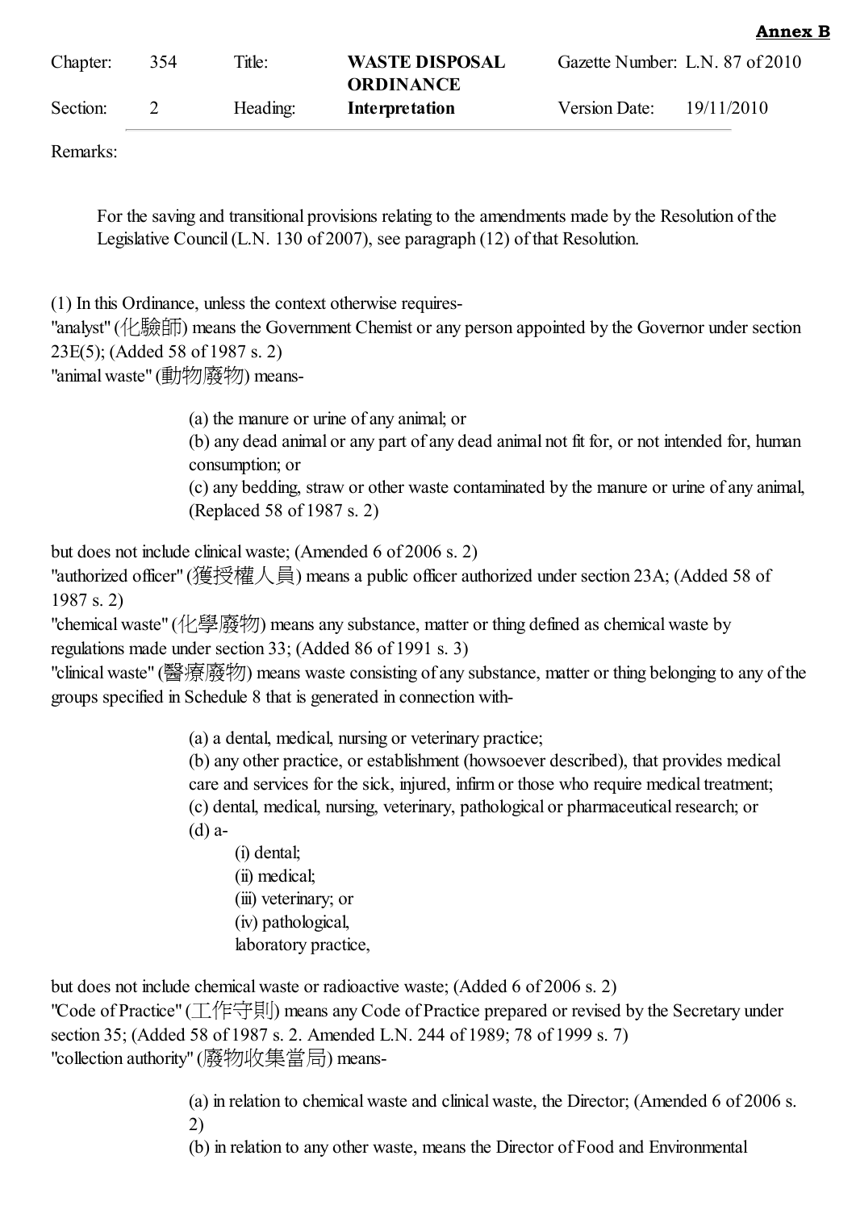**Annex B**

| Chapter: | 354 | Title: | **WASTE DISPOSAL ORDINANCE** | Gazette Number: | L.N. 87 of 2010 |
|---|---|---|---|---|---|
| Section: | 2 | Heading: | **Interpretation** | Version Date: | 19/11/2010 |

Remarks:

For the saving and transitional provisions relating to the amendments made by the Resolution of the Legislative Council (L.N. 130 of 2007), see paragraph (12) of that Resolution.

(1) In this Ordinance, unless the context otherwise requires-

"analyst" (化驗師) means the Government Chemist or any person appointed by the Governor under section 23E(5); (Added 58 of 1987 s. 2)

"animal waste" (動物廢物) means-

(a) the manure or urine of any animal; or

(b) any dead animal or any part of any dead animal not fit for, or not intended for, human consumption; or

(c) any bedding, straw or other waste contaminated by the manure or urine of any animal, (Replaced 58 of 1987 s. 2)

but does not include clinical waste; (Amended 6 of 2006 s. 2)

"authorized officer" (獲授權人員) means a public officer authorized under section 23A; (Added 58 of 1987 s. 2)

"chemical waste" (化學廢物) means any substance, matter or thing defined as chemical waste by regulations made under section 33; (Added 86 of 1991 s. 3)

"clinical waste" (醫療廢物) means waste consisting of any substance, matter or thing belonging to any of the groups specified in Schedule 8 that is generated in connection with-

(a) a dental, medical, nursing or veterinary practice;

(b) any other practice, or establishment (howsoever described), that provides medical care and services for the sick, injured, infirm or those who require medical treatment;

(c) dental, medical, nursing, veterinary, pathological or pharmaceutical research; or

(d) a-

(i) dental;

(ii) medical;

(iii) veterinary; or

(iv) pathological,

laboratory practice,

but does not include chemical waste or radioactive waste; (Added 6 of 2006 s. 2)

"Code of Practice" (工作守則) means any Code of Practice prepared or revised by the Secretary under section 35; (Added 58 of 1987 s. 2. Amended L.N. 244 of 1989; 78 of 1999 s. 7)

"collection authority" (廢物收集當局) means-

(a) in relation to chemical waste and clinical waste, the Director; (Amended 6 of 2006 s. 2)

(b) in relation to any other waste, means the Director of Food and Environmental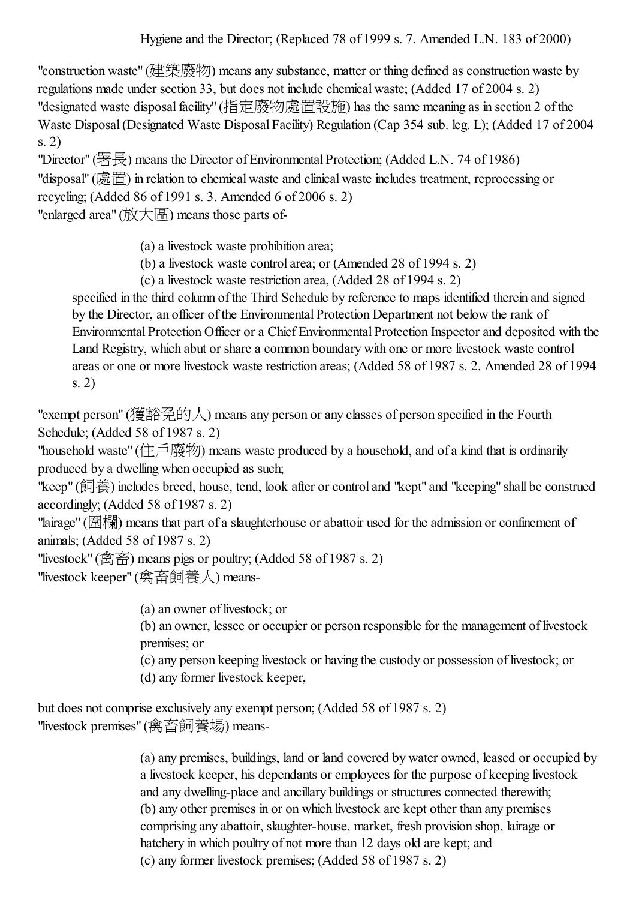Hygiene and the Director; (Replaced 78 of 1999 s. 7. Amended L.N. 183 of 2000)

"construction waste" (建築廢物) means any substance, matter or thing defined as construction waste by regulations made under section 33, but does not include chemical waste; (Added 17 of 2004 s. 2)

"designated waste disposal facility" (指定廢物處置設施) has the same meaning as in section 2 of the Waste Disposal (Designated Waste Disposal Facility) Regulation (Cap 354 sub. leg. L); (Added 17 of 2004 s. 2)

"Director" (署長) means the Director of Environmental Protection; (Added L.N. 74 of 1986)

"disposal" (處置) in relation to chemical waste and clinical waste includes treatment, reprocessing or recycling; (Added 86 of 1991 s. 3. Amended 6 of 2006 s. 2)

"enlarged area" (放大區) means those parts of-

(a) a livestock waste prohibition area;
(b) a livestock waste control area; or (Amended 28 of 1994 s. 2)
(c) a livestock waste restriction area, (Added 28 of 1994 s. 2)

specified in the third column of the Third Schedule by reference to maps identified therein and signed by the Director, an officer of the Environmental Protection Department not below the rank of Environmental Protection Officer or a Chief Environmental Protection Inspector and deposited with the Land Registry, which abut or share a common boundary with one or more livestock waste control areas or one or more livestock waste restriction areas; (Added 58 of 1987 s. 2. Amended 28 of 1994 s. 2)

"exempt person" (獲豁免的人) means any person or any classes of person specified in the Fourth Schedule; (Added 58 of 1987 s. 2)

"household waste" (住戶廢物) means waste produced by a household, and of a kind that is ordinarily produced by a dwelling when occupied as such;

"keep" (飼養) includes breed, house, tend, look after or control and "kept" and "keeping" shall be construed accordingly; (Added 58 of 1987 s. 2)

"lairage" (圍欄) means that part of a slaughterhouse or abattoir used for the admission or confinement of animals; (Added 58 of 1987 s. 2)

"livestock" (禽畜) means pigs or poultry; (Added 58 of 1987 s. 2)

"livestock keeper" (禽畜飼養人) means-

(a) an owner of livestock; or
(b) an owner, lessee or occupier or person responsible for the management of livestock premises; or
(c) any person keeping livestock or having the custody or possession of livestock; or
(d) any former livestock keeper,

but does not comprise exclusively any exempt person; (Added 58 of 1987 s. 2)

"livestock premises" (禽畜飼養場) means-

(a) any premises, buildings, land or land covered by water owned, leased or occupied by a livestock keeper, his dependants or employees for the purpose of keeping livestock and any dwelling-place and ancillary buildings or structures connected therewith;
(b) any other premises in or on which livestock are kept other than any premises comprising any abattoir, slaughter-house, market, fresh provision shop, lairage or hatchery in which poultry of not more than 12 days old are kept; and
(c) any former livestock premises; (Added 58 of 1987 s. 2)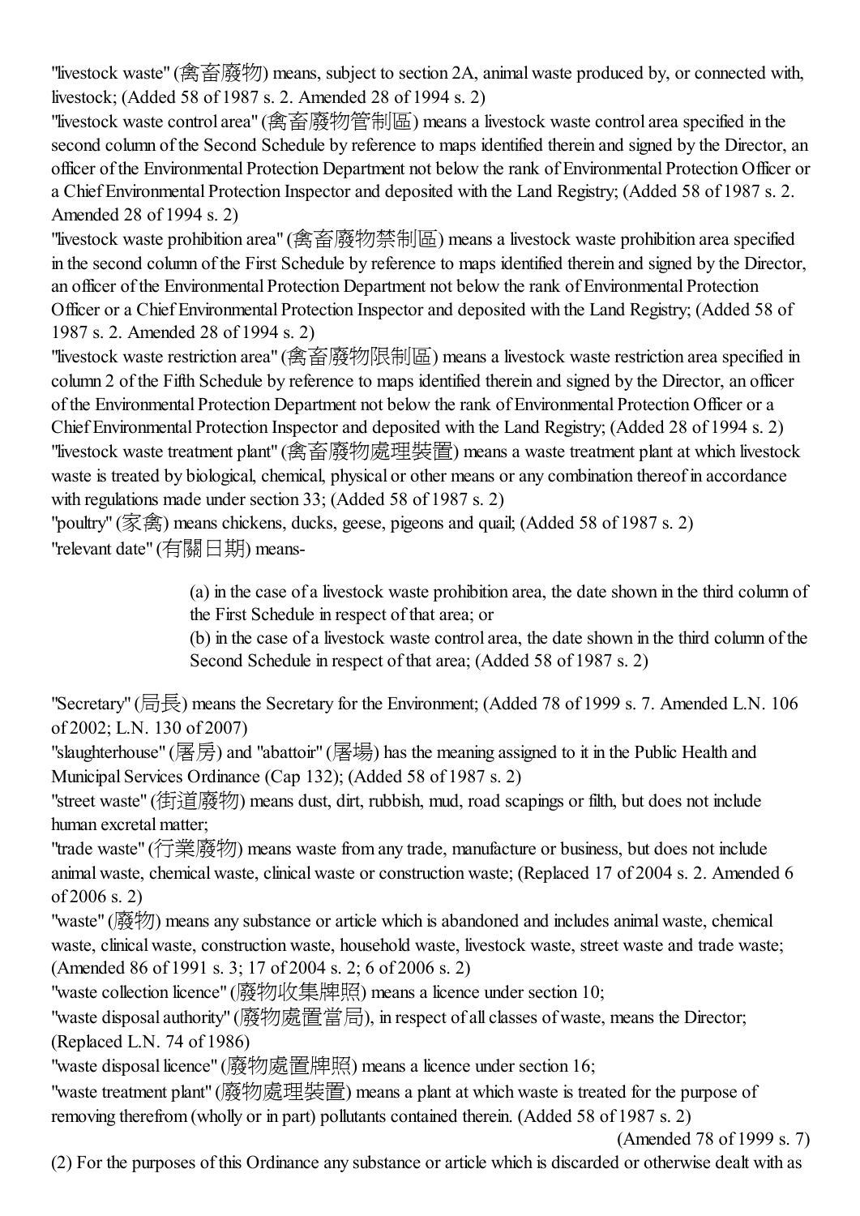"livestock waste" (禽畜廢物) means, subject to section 2A, animal waste produced by, or connected with, livestock; (Added 58 of 1987 s. 2. Amended 28 of 1994 s. 2)

"livestock waste control area" (禽畜廢物管制區) means a livestock waste control area specified in the second column of the Second Schedule by reference to maps identified therein and signed by the Director, an officer of the Environmental Protection Department not below the rank of Environmental Protection Officer or a Chief Environmental Protection Inspector and deposited with the Land Registry; (Added 58 of 1987 s. 2. Amended 28 of 1994 s. 2)

"livestock waste prohibition area" (禽畜廢物禁制區) means a livestock waste prohibition area specified in the second column of the First Schedule by reference to maps identified therein and signed by the Director, an officer of the Environmental Protection Department not below the rank of Environmental Protection Officer or a Chief Environmental Protection Inspector and deposited with the Land Registry; (Added 58 of 1987 s. 2. Amended 28 of 1994 s. 2)

"livestock waste restriction area" (禽畜廢物限制區) means a livestock waste restriction area specified in column 2 of the Fifth Schedule by reference to maps identified therein and signed by the Director, an officer of the Environmental Protection Department not below the rank of Environmental Protection Officer or a Chief Environmental Protection Inspector and deposited with the Land Registry; (Added 28 of 1994 s. 2)

"livestock waste treatment plant" (禽畜廢物處理裝置) means a waste treatment plant at which livestock waste is treated by biological, chemical, physical or other means or any combination thereof in accordance with regulations made under section 33; (Added 58 of 1987 s. 2)

"poultry" (家禽) means chickens, ducks, geese, pigeons and quail; (Added 58 of 1987 s. 2)

"relevant date" (有關日期) means-

> (a) in the case of a livestock waste prohibition area, the date shown in the third column of the First Schedule in respect of that area; or
> (b) in the case of a livestock waste control area, the date shown in the third column of the Second Schedule in respect of that area; (Added 58 of 1987 s. 2)

"Secretary" (局長) means the Secretary for the Environment; (Added 78 of 1999 s. 7. Amended L.N. 106 of 2002; L.N. 130 of 2007)

"slaughterhouse" (屠房) and "abattoir" (屠場) has the meaning assigned to it in the Public Health and Municipal Services Ordinance (Cap 132); (Added 58 of 1987 s. 2)

"street waste" (街道廢物) means dust, dirt, rubbish, mud, road scapings or filth, but does not include human excretal matter;

"trade waste" (行業廢物) means waste from any trade, manufacture or business, but does not include animal waste, chemical waste, clinical waste or construction waste; (Replaced 17 of 2004 s. 2. Amended 6 of 2006 s. 2)

"waste" (廢物) means any substance or article which is abandoned and includes animal waste, chemical waste, clinical waste, construction waste, household waste, livestock waste, street waste and trade waste; (Amended 86 of 1991 s. 3; 17 of 2004 s. 2; 6 of 2006 s. 2)

"waste collection licence" (廢物收集牌照) means a licence under section 10;

"waste disposal authority" (廢物處置當局), in respect of all classes of waste, means the Director; (Replaced L.N. 74 of 1986)

"waste disposal licence" (廢物處置牌照) means a licence under section 16;

"waste treatment plant" (廢物處理裝置) means a plant at which waste is treated for the purpose of removing therefrom (wholly or in part) pollutants contained therein. (Added 58 of 1987 s. 2)

(Amended 78 of 1999 s. 7)

(2) For the purposes of this Ordinance any substance or article which is discarded or otherwise dealt with as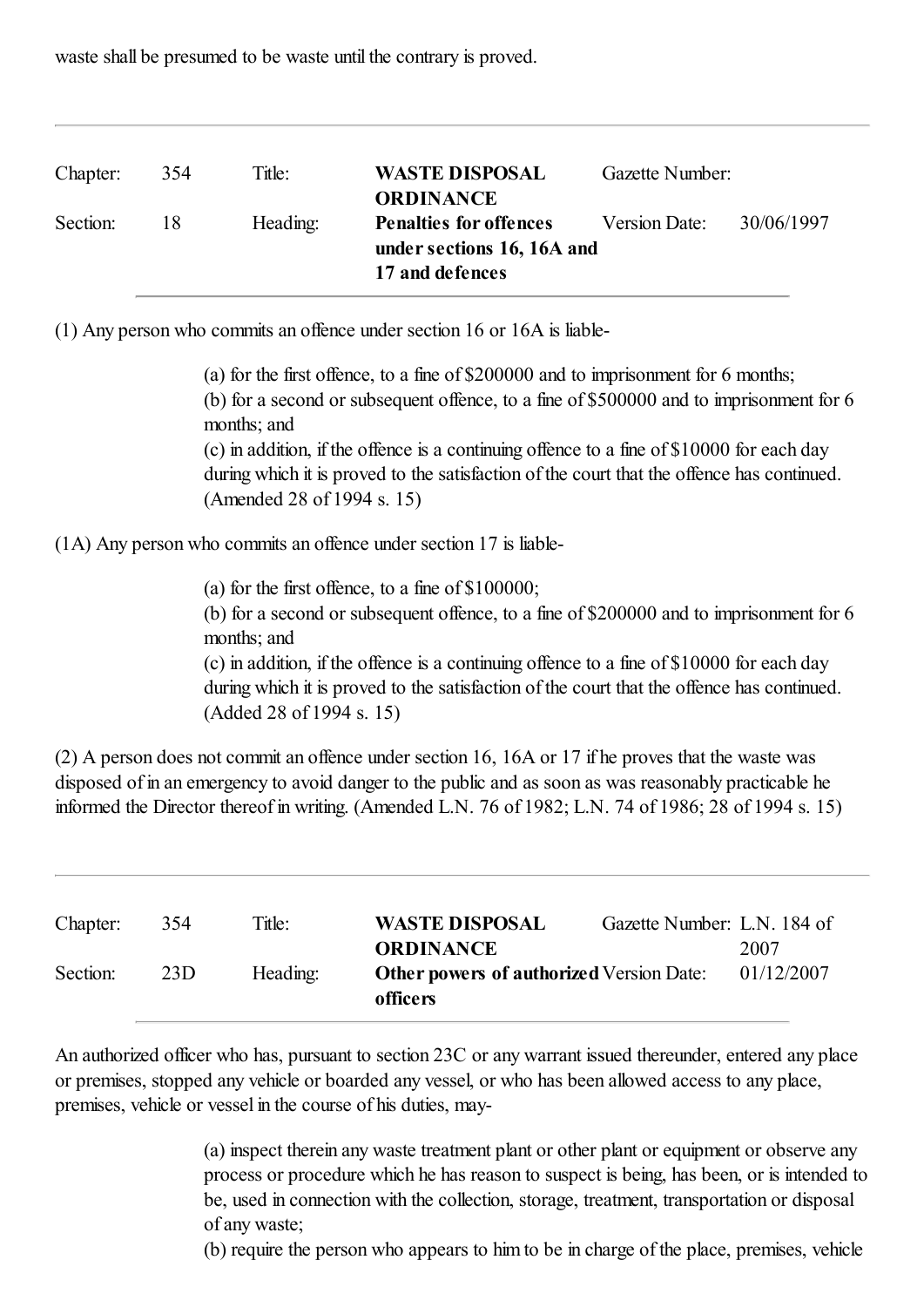waste shall be presumed to be waste until the contrary is proved.

---

| Chapter: | 354 | Title: | **WASTE DISPOSAL ORDINANCE** | Gazette Number: | |
|---|---|---|---|---|---|
| Section: | 18 | Heading: | **Penalties for offences under sections 16, 16A and 17 and defences** | Version Date: | 30/06/1997 |

(1) Any person who commits an offence under section 16 or 16A is liable-

(a) for the first offence, to a fine of $200000 and to imprisonment for 6 months;
(b) for a second or subsequent offence, to a fine of $500000 and to imprisonment for 6 months; and
(c) in addition, if the offence is a continuing offence to a fine of $10000 for each day during which it is proved to the satisfaction of the court that the offence has continued. (Amended 28 of 1994 s. 15)

(1A) Any person who commits an offence under section 17 is liable-

(a) for the first offence, to a fine of $100000;
(b) for a second or subsequent offence, to a fine of $200000 and to imprisonment for 6 months; and
(c) in addition, if the offence is a continuing offence to a fine of $10000 for each day during which it is proved to the satisfaction of the court that the offence has continued. (Added 28 of 1994 s. 15)

(2) A person does not commit an offence under section 16, 16A or 17 if he proves that the waste was disposed of in an emergency to avoid danger to the public and as soon as was reasonably practicable he informed the Director thereof in writing. (Amended L.N. 76 of 1982; L.N. 74 of 1986; 28 of 1994 s. 15)

---

| Chapter: | 354 | Title: | **WASTE DISPOSAL ORDINANCE** | Gazette Number: | L.N. 184 of 2007 |
|---|---|---|---|---|---|
| Section: | 23D | Heading: | **Other powers of authorized officers** | Version Date: | 01/12/2007 |

An authorized officer who has, pursuant to section 23C or any warrant issued thereunder, entered any place or premises, stopped any vehicle or boarded any vessel, or who has been allowed access to any place, premises, vehicle or vessel in the course of his duties, may-

(a) inspect therein any waste treatment plant or other plant or equipment or observe any process or procedure which he has reason to suspect is being, has been, or is intended to be, used in connection with the collection, storage, treatment, transportation or disposal of any waste;
(b) require the person who appears to him to be in charge of the place, premises, vehicle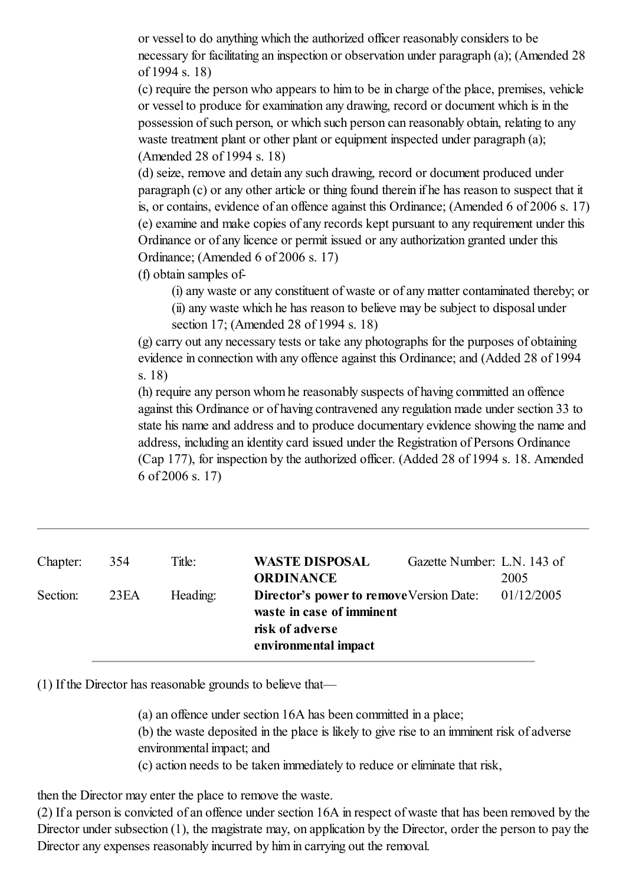or vessel to do anything which the authorized officer reasonably considers to be necessary for facilitating an inspection or observation under paragraph (a); (Amended 28 of 1994 s. 18)

(c) require the person who appears to him to be in charge of the place, premises, vehicle or vessel to produce for examination any drawing, record or document which is in the possession of such person, or which such person can reasonably obtain, relating to any waste treatment plant or other plant or equipment inspected under paragraph (a); (Amended 28 of 1994 s. 18)

(d) seize, remove and detain any such drawing, record or document produced under paragraph (c) or any other article or thing found therein if he has reason to suspect that it is, or contains, evidence of an offence against this Ordinance; (Amended 6 of 2006 s. 17)

(e) examine and make copies of any records kept pursuant to any requirement under this Ordinance or of any licence or permit issued or any authorization granted under this Ordinance; (Amended 6 of 2006 s. 17)

(f) obtain samples of-

(i) any waste or any constituent of waste or of any matter contaminated thereby; or

(ii) any waste which he has reason to believe may be subject to disposal under section 17; (Amended 28 of 1994 s. 18)

(g) carry out any necessary tests or take any photographs for the purposes of obtaining evidence in connection with any offence against this Ordinance; and (Added 28 of 1994 s. 18)

(h) require any person whom he reasonably suspects of having committed an offence against this Ordinance or of having contravened any regulation made under section 33 to state his name and address and to produce documentary evidence showing the name and address, including an identity card issued under the Registration of Persons Ordinance (Cap 177), for inspection by the authorized officer. (Added 28 of 1994 s. 18. Amended 6 of 2006 s. 17)

---

| Chapter: | 354 | Title: | **WASTE DISPOSAL ORDINANCE** | Gazette Number: | L.N. 143 of 2005 |
|---|---|---|---|---|---|
| Section: | 23EA | Heading: | **Director's power to remove waste in case of imminent risk of adverse environmental impact** | Version Date: | 01/12/2005 |

(1) If the Director has reasonable grounds to believe that—

(a) an offence under section 16A has been committed in a place;

(b) the waste deposited in the place is likely to give rise to an imminent risk of adverse environmental impact; and

(c) action needs to be taken immediately to reduce or eliminate that risk,

then the Director may enter the place to remove the waste.

(2) If a person is convicted of an offence under section 16A in respect of waste that has been removed by the Director under subsection (1), the magistrate may, on application by the Director, order the person to pay the Director any expenses reasonably incurred by him in carrying out the removal.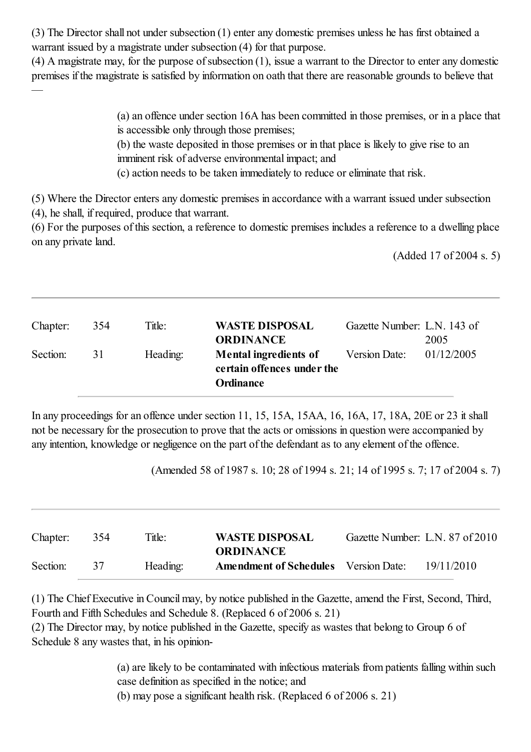(3) The Director shall not under subsection (1) enter any domestic premises unless he has first obtained a warrant issued by a magistrate under subsection (4) for that purpose.

(4) A magistrate may, for the purpose of subsection (1), issue a warrant to the Director to enter any domestic premises if the magistrate is satisfied by information on oath that there are reasonable grounds to believe that —

> (a) an offence under section 16A has been committed in those premises, or in a place that is accessible only through those premises;
>
> (b) the waste deposited in those premises or in that place is likely to give rise to an imminent risk of adverse environmental impact; and
>
> (c) action needs to be taken immediately to reduce or eliminate that risk.

(5) Where the Director enters any domestic premises in accordance with a warrant issued under subsection (4), he shall, if required, produce that warrant.

(6) For the purposes of this section, a reference to domestic premises includes a reference to a dwelling place on any private land.

(Added 17 of 2004 s. 5)

---

| Chapter: | 354 | Title: | **WASTE DISPOSAL ORDINANCE** | Gazette Number: | L.N. 143 of 2005 |
|---|---|---|---|---|---|
| Section: | 31 | Heading: | **Mental ingredients of certain offences under the Ordinance** | Version Date: | 01/12/2005 |

In any proceedings for an offence under section 11, 15, 15A, 15AA, 16, 16A, 17, 18A, 20E or 23 it shall not be necessary for the prosecution to prove that the acts or omissions in question were accompanied by any intention, knowledge or negligence on the part of the defendant as to any element of the offence.

(Amended 58 of 1987 s. 10; 28 of 1994 s. 21; 14 of 1995 s. 7; 17 of 2004 s. 7)

---

| Chapter: | 354 | Title: | **WASTE DISPOSAL ORDINANCE** | Gazette Number: | L.N. 87 of 2010 |
|---|---|---|---|---|---|
| Section: | 37 | Heading: | **Amendment of Schedules** | Version Date: | 19/11/2010 |

(1) The Chief Executive in Council may, by notice published in the Gazette, amend the First, Second, Third, Fourth and Fifth Schedules and Schedule 8. (Replaced 6 of 2006 s. 21)

(2) The Director may, by notice published in the Gazette, specify as wastes that belong to Group 6 of Schedule 8 any wastes that, in his opinion-

> (a) are likely to be contaminated with infectious materials from patients falling within such case definition as specified in the notice; and
>
> (b) may pose a significant health risk. (Replaced 6 of 2006 s. 21)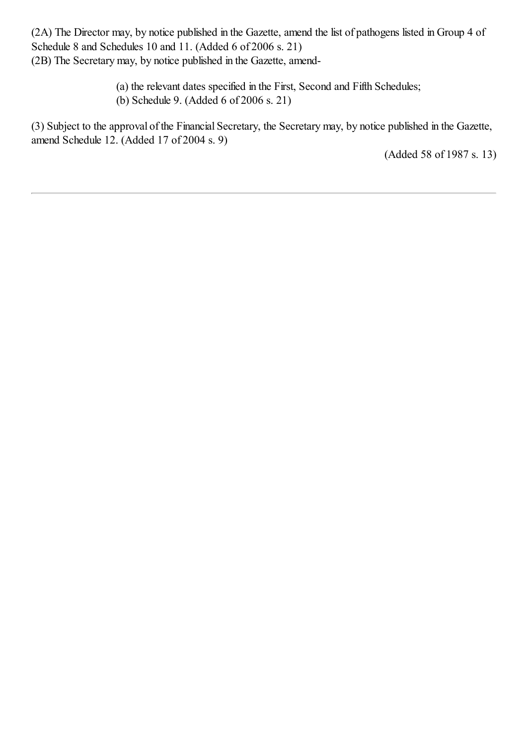(2A) The Director may, by notice published in the Gazette, amend the list of pathogens listed in Group 4 of Schedule 8 and Schedules 10 and 11. (Added 6 of 2006 s. 21)

(2B) The Secretary may, by notice published in the Gazette, amend-

(a) the relevant dates specified in the First, Second and Fifth Schedules;

(b) Schedule 9. (Added 6 of 2006 s. 21)

(3) Subject to the approval of the Financial Secretary, the Secretary may, by notice published in the Gazette, amend Schedule 12. (Added 17 of 2004 s. 9)

(Added 58 of 1987 s. 13)

---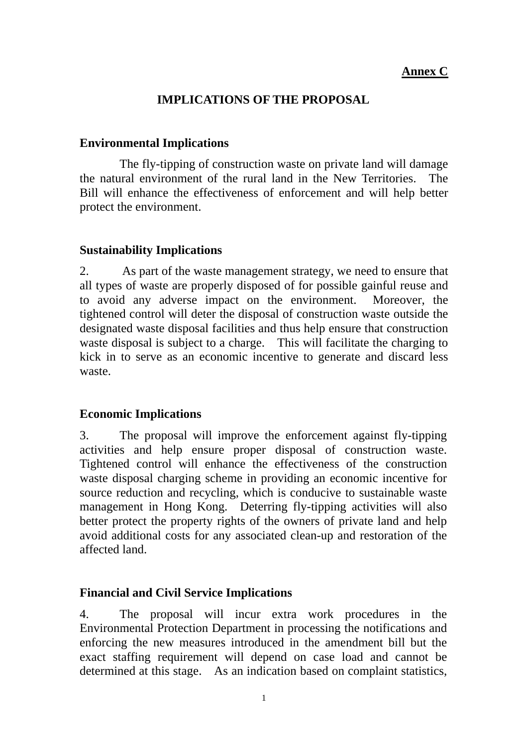**Annex C**

# IMPLICATIONS OF THE PROPOSAL

## Environmental Implications

The fly-tipping of construction waste on private land will damage the natural environment of the rural land in the New Territories. The Bill will enhance the effectiveness of enforcement and will help better protect the environment.

## Sustainability Implications

2. As part of the waste management strategy, we need to ensure that all types of waste are properly disposed of for possible gainful reuse and to avoid any adverse impact on the environment. Moreover, the tightened control will deter the disposal of construction waste outside the designated waste disposal facilities and thus help ensure that construction waste disposal is subject to a charge. This will facilitate the charging to kick in to serve as an economic incentive to generate and discard less waste.

## Economic Implications

3. The proposal will improve the enforcement against fly-tipping activities and help ensure proper disposal of construction waste. Tightened control will enhance the effectiveness of the construction waste disposal charging scheme in providing an economic incentive for source reduction and recycling, which is conducive to sustainable waste management in Hong Kong. Deterring fly-tipping activities will also better protect the property rights of the owners of private land and help avoid additional costs for any associated clean-up and restoration of the affected land.

## Financial and Civil Service Implications

4. The proposal will incur extra work procedures in the Environmental Protection Department in processing the notifications and enforcing the new measures introduced in the amendment bill but the exact staffing requirement will depend on case load and cannot be determined at this stage. As an indication based on complaint statistics,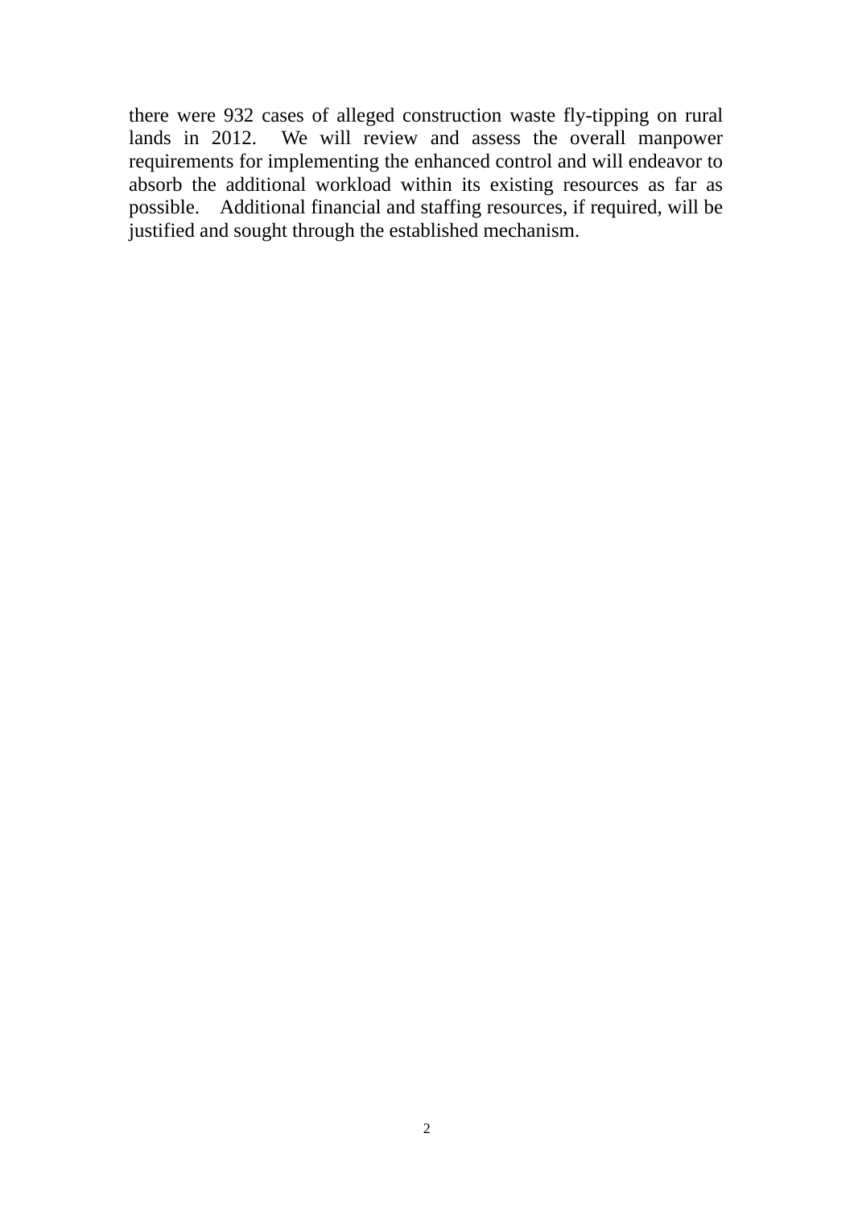there were 932 cases of alleged construction waste fly-tipping on rural lands in 2012. We will review and assess the overall manpower requirements for implementing the enhanced control and will endeavor to absorb the additional workload within its existing resources as far as possible. Additional financial and staffing resources, if required, will be justified and sought through the established mechanism.